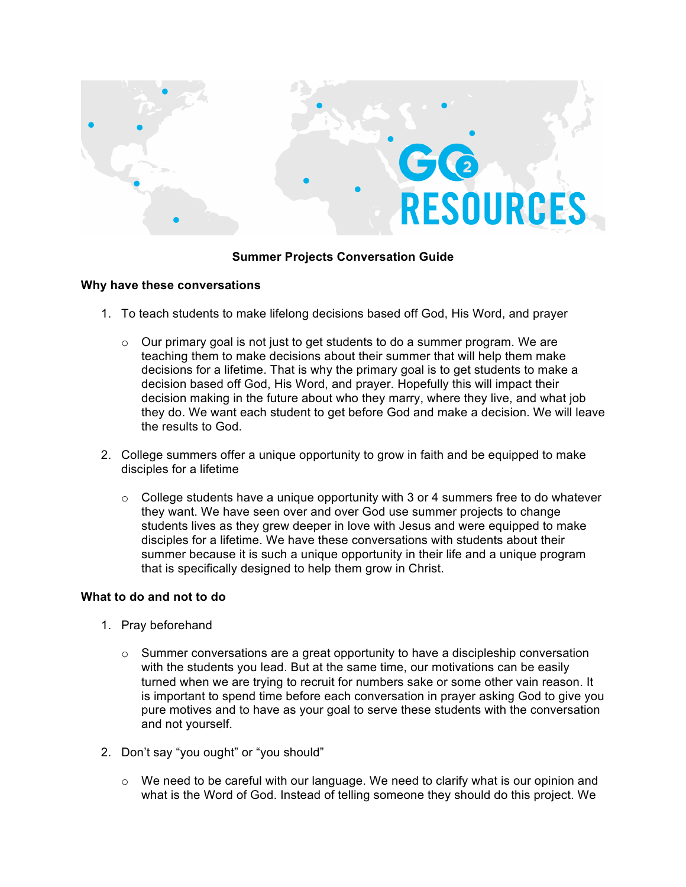**Summary Projects Conversation Guide**

**Why have these conversations**

1. To teach students to make lifelong decisions based off God, His Word, and prayer
   - Our primary goal is not just to get students to do a summer program. We are teaching them to make decisions about their summer that will help them make decisions for a lifetime. That is why the primary goal is to get students to make a decision based off God, His Word, and prayer. Hopefully this will impact their decision making in the future about who they marry, where they live, and what job they do. We want each student to get before God and make a decision. We will leave the results to God.

2. College summers offer a unique opportunity to grow in faith and be equipped to make disciples for a lifetime
   - College students have a unique opportunity with 3 or 4 summers free to do whatever they want. We have seen over and over God use summer projects to change students lives as they grew deeper in love with Jesus and were equipped to make disciples for a lifetime. We have these conversations with students about their summer because it is such a unique opportunity in their life and a unique program that is specifically designed to help them grow in Christ.

**What to do and not to do**

1. Pray beforehand
   - Summer conversations are a great opportunity to have a discipleship conversation with the students you lead. But at the same time, our motivations can be easily turned when we are trying to recruit for numbers sake or some other vain reason. It is important to spend time before each conversation in prayer asking God to give you pure motives and to have as your goal to serve these students with the conversation and not yourself.

2. Don't say "you ought" or "you should"
   - We need to be careful with our language. We need to clarify what is our opinion and what is the Word of God. Instead of telling someone they should do this project. We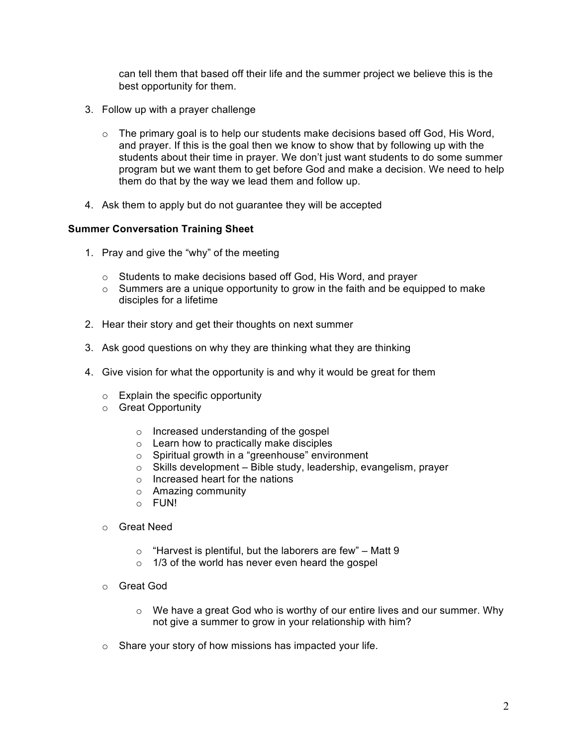can tell them that based off their life and the summer project we believe this is the best opportunity for them.

3. Follow up with a prayer challenge

    - The primary goal is to help our students make decisions based off God, His Word, and prayer. If this is the goal then we know to show that by following up with the students about their time in prayer. We don't just want students to do some summer program but we want them to get before God and make a decision. We need to help them do that by the way we lead them and follow up.

4. Ask them to apply but do not guarantee they will be accepted

**Summer Conversation Training Sheet**

1. Pray and give the "why" of the meeting

    - Students to make decisions based off God, His Word, and prayer
    - Summers are a unique opportunity to grow in the faith and be equipped to make disciples for a lifetime

2. Hear their story and get their thoughts on next summer

3. Ask good questions on why they are thinking what they are thinking

4. Give vision for what the opportunity is and why it would be great for them

    - Explain the specific opportunity
    - Great Opportunity

        - Increased understanding of the gospel
        - Learn how to practically make disciples
        - Spiritual growth in a "greenhouse" environment
        - Skills development – Bible study, leadership, evangelism, prayer
        - Increased heart for the nations
        - Amazing community
        - FUN!

    - Great Need

        - "Harvest is plentiful, but the laborers are few" – Matt 9
        - 1/3 of the world has never even heard the gospel

    - Great God

        - We have a great God who is worthy of our entire lives and our summer. Why not give a summer to grow in your relationship with him?

    - Share your story of how missions has impacted your life.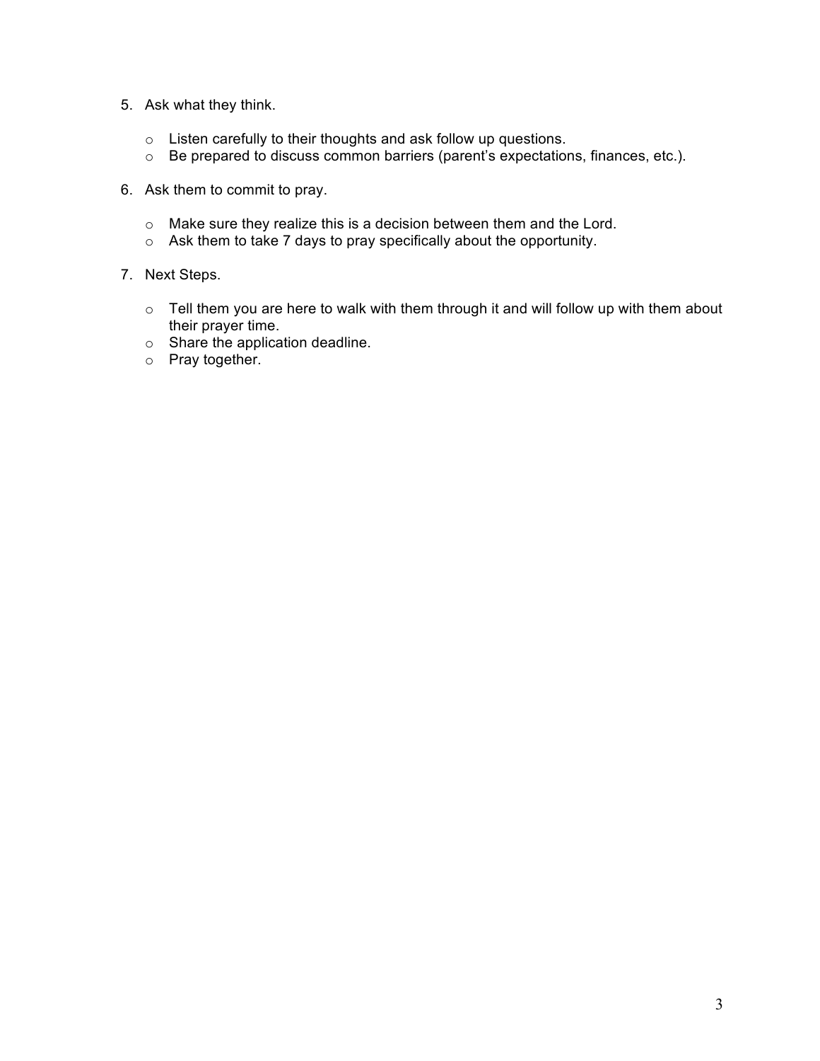5. Ask what they think.

    - Listen carefully to their thoughts and ask follow up questions.
    - Be prepared to discuss common barriers (parent's expectations, finances, etc.).

6. Ask them to commit to pray.

    - Make sure they realize this is a decision between them and the Lord.
    - Ask them to take 7 days to pray specifically about the opportunity.

7. Next Steps.

    - Tell them you are here to walk with them through it and will follow up with them about their prayer time.
    - Share the application deadline.
    - Pray together.